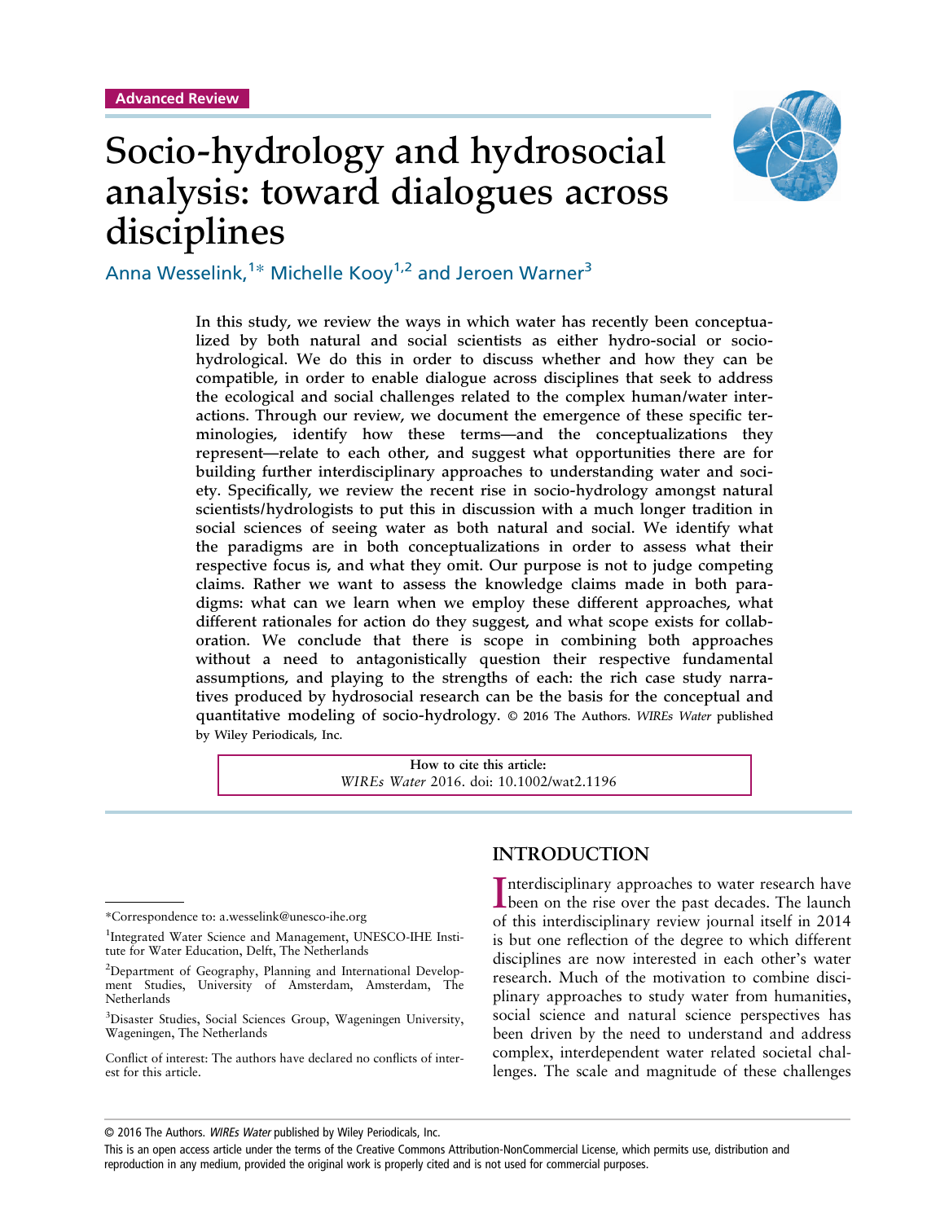Advanced Review

# Socio-hydrology and hydrosocial analysis: toward dialogues across disciplines

Anna Wesselink,[1*] Michelle Kooy[1,2] and Jeroen Warner[3]

In this study, we review the ways in which water has recently been conceptualized by both natural and social scientists as either hydro-social or socio-hydrological. We do this in order to discuss whether and how they can be compatible, in order to enable dialogue across disciplines that seek to address the ecological and social challenges related to the complex human/water interactions. Through our review, we document the emergence of these specific terminologies, identify how these terms—and the conceptualizations they represent—relate to each other, and suggest what opportunities there are for building further interdisciplinary approaches to understanding water and society. Specifically, we review the recent rise in socio-hydrology amongst natural scientists/hydrologists to put this in discussion with a much longer tradition in social sciences of seeing water as both natural and social. We identify what the paradigms are in both conceptualizations in order to assess what their respective focus is, and what they omit. Our purpose is not to judge competing claims. Rather we want to assess the knowledge claims made in both paradigms: what can we learn when we employ these different approaches, what different rationales for action do they suggest, and what scope exists for collaboration. We conclude that there is scope in combining both approaches without a need to antagonistically question their respective fundamental assumptions, and playing to the strengths of each: the rich case study narratives produced by hydrosocial research can be the basis for the conceptual and quantitative modeling of socio-hydrology. © 2016 The Authors. *WIREs Water* published by Wiley Periodicals, Inc.

How to cite this article:
*WIREs Water* 2016. doi: 10.1002/wat2.1196

## INTRODUCTION

Interdisciplinary approaches to water research have been on the rise over the past decades. The launch of this interdisciplinary review journal itself in 2014 is but one reflection of the degree to which different disciplines are now interested in each other's water research. Much of the motivation to combine disciplinary approaches to study water from humanities, social science and natural science perspectives has been driven by the need to understand and address complex, interdependent water related societal challenges. The scale and magnitude of these challenges

*Correspondence to: a.wesselink@unesco-ihe.org

[1]Integrated Water Science and Management, UNESCO-IHE Institute for Water Education, Delft, The Netherlands

[2]Department of Geography, Planning and International Development Studies, University of Amsterdam, Amsterdam, The Netherlands

[3]Disaster Studies, Social Sciences Group, Wageningen University, Wageningen, The Netherlands

Conflict of interest: The authors have declared no conflicts of interest for this article.

© 2016 The Authors. *WIREs Water* published by Wiley Periodicals, Inc.
This is an open access article under the terms of the Creative Commons Attribution-NonCommercial License, which permits use, distribution and reproduction in any medium, provided the original work is properly cited and is not used for commercial purposes.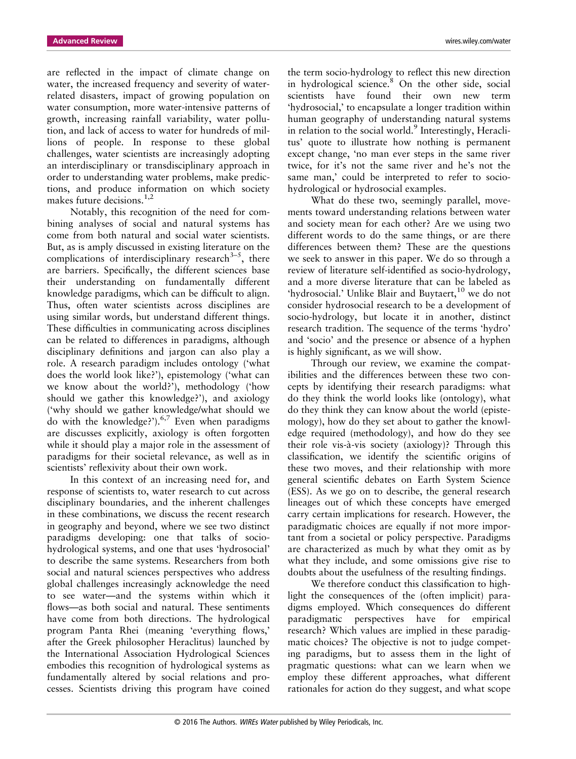are reflected in the impact of climate change on water, the increased frequency and severity of water-related disasters, impact of growing population on water consumption, more water-intensive patterns of growth, increasing rainfall variability, water pollution, and lack of access to water for hundreds of millions of people. In response to these global challenges, water scientists are increasingly adopting an interdisciplinary or transdisciplinary approach in order to understanding water problems, make predictions, and produce information on which society makes future decisions.[1,2]

Notably, this recognition of the need for combining analyses of social and natural systems has come from both natural and social water scientists. But, as is amply discussed in existing literature on the complications of interdisciplinary research[3–5], there are barriers. Specifically, the different sciences base their understanding on fundamentally different knowledge paradigms, which can be difficult to align. Thus, often water scientists across disciplines are using similar words, but understand different things. These difficulties in communicating across disciplines can be related to differences in paradigms, although disciplinary definitions and jargon can also play a role. A research paradigm includes ontology ('what does the world look like?'), epistemology ('what can we know about the world?'), methodology ('how should we gather this knowledge?'), and axiology ('why should we gather knowledge/what should we do with the knowledge?').[6,7] Even when paradigms are discusses explicitly, axiology is often forgotten while it should play a major role in the assessment of paradigms for their societal relevance, as well as in scientists' reflexivity about their own work.

In this context of an increasing need for, and response of scientists to, water research to cut across disciplinary boundaries, and the inherent challenges in these combinations, we discuss the recent research in geography and beyond, where we see two distinct paradigms developing: one that talks of socio-hydrological systems, and one that uses 'hydrosocial' to describe the same systems. Researchers from both social and natural sciences perspectives who address global challenges increasingly acknowledge the need to see water—and the systems within which it flows—as both social and natural. These sentiments have come from both directions. The hydrological program Panta Rhei (meaning 'everything flows,' after the Greek philosopher Heraclitus) launched by the International Association Hydrological Sciences embodies this recognition of hydrological systems as fundamentally altered by social relations and processes. Scientists driving this program have coined the term socio-hydrology to reflect this new direction in hydrological science.[8] On the other side, social scientists have found their own new term 'hydrosocial,' to encapsulate a longer tradition within human geography of understanding natural systems in relation to the social world.[9] Interestingly, Heraclitus' quote to illustrate how nothing is permanent except change, 'no man ever steps in the same river twice, for it's not the same river and he's not the same man,' could be interpreted to refer to socio-hydrological or hydrosocial examples.

What do these two, seemingly parallel, movements toward understanding relations between water and society mean for each other? Are we using two different words to do the same things, or are there differences between them? These are the questions we seek to answer in this paper. We do so through a review of literature self-identified as socio-hydrology, and a more diverse literature that can be labeled as 'hydrosocial.' Unlike Blair and Buytaert,[10] we do not consider hydrosocial research to be a development of socio-hydrology, but locate it in another, distinct research tradition. The sequence of the terms 'hydro' and 'socio' and the presence or absence of a hyphen is highly significant, as we will show.

Through our review, we examine the compatibilities and the differences between these two concepts by identifying their research paradigms: what do they think the world looks like (ontology), what do they think they can know about the world (epistemology), how do they set about to gather the knowledge required (methodology), and how do they see their role vis-à-vis society (axiology)? Through this classification, we identify the scientific origins of these two moves, and their relationship with more general scientific debates on Earth System Science (ESS). As we go on to describe, the general research lineages out of which these concepts have emerged carry certain implications for research. However, the paradigmatic choices are equally if not more important from a societal or policy perspective. Paradigms are characterized as much by what they omit as by what they include, and some omissions give rise to doubts about the usefulness of the resulting findings.

We therefore conduct this classification to highlight the consequences of the (often implicit) paradigms employed. Which consequences do different paradigmatic perspectives have for empirical research? Which values are implied in these paradigmatic choices? The objective is not to judge competing paradigms, but to assess them in the light of pragmatic questions: what can we learn when we employ these different approaches, what different rationales for action do they suggest, and what scope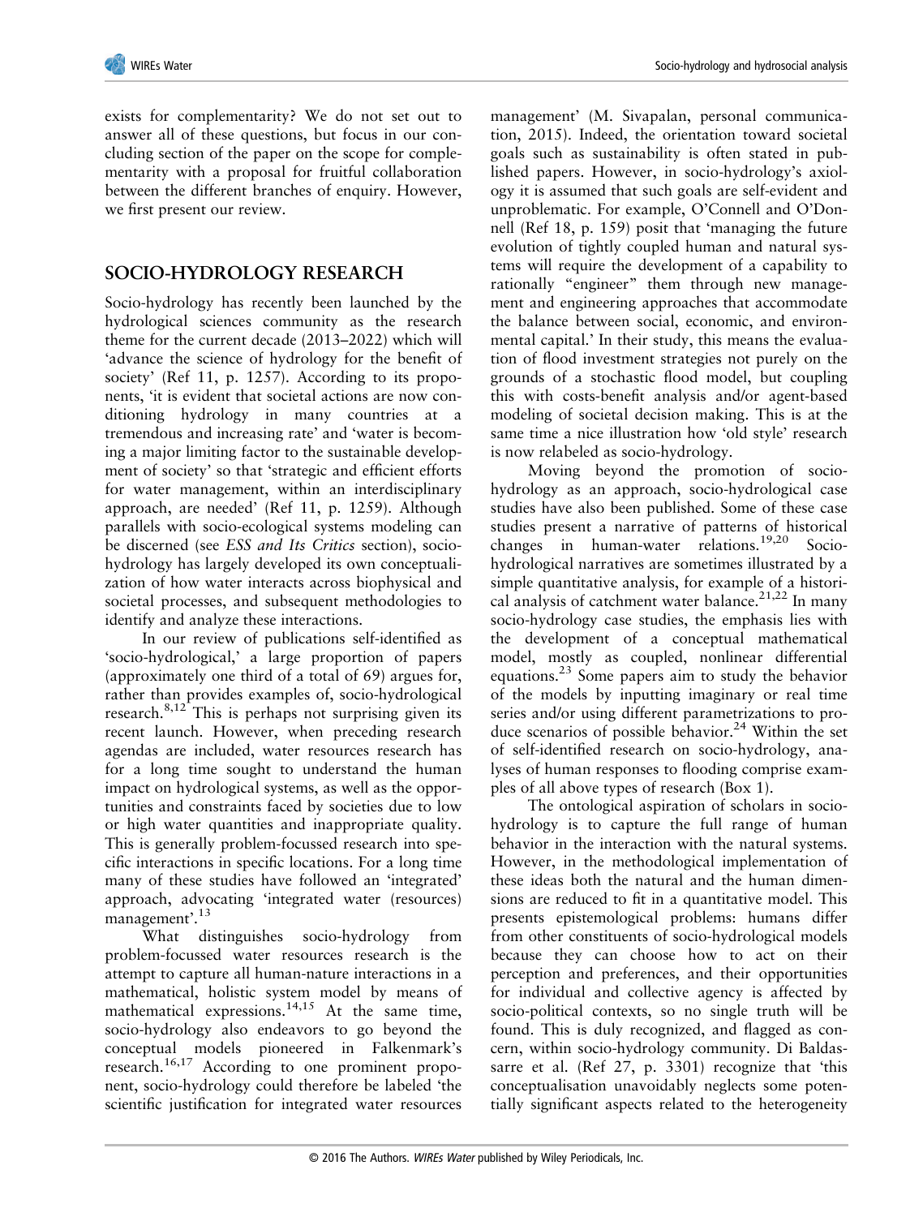exists for complementarity? We do not set out to answer all of these questions, but focus in our concluding section of the paper on the scope for complementarity with a proposal for fruitful collaboration between the different branches of enquiry. However, we first present our review.

## SOCIO-HYDROLOGY RESEARCH

Socio-hydrology has recently been launched by the hydrological sciences community as the research theme for the current decade (2013–2022) which will 'advance the science of hydrology for the benefit of society' (Ref 11, p. 1257). According to its proponents, 'it is evident that societal actions are now conditioning hydrology in many countries at a tremendous and increasing rate' and 'water is becoming a major limiting factor to the sustainable development of society' so that 'strategic and efficient efforts for water management, within an interdisciplinary approach, are needed' (Ref 11, p. 1259). Although parallels with socio-ecological systems modeling can be discerned (see *ESS and Its Critics* section), socio-hydrology has largely developed its own conceptualization of how water interacts across biophysical and societal processes, and subsequent methodologies to identify and analyze these interactions.

In our review of publications self-identified as 'socio-hydrological,' a large proportion of papers (approximately one third of a total of 69) argues for, rather than provides examples of, socio-hydrological research.[8,12] This is perhaps not surprising given its recent launch. However, when preceding research agendas are included, water resources research has for a long time sought to understand the human impact on hydrological systems, as well as the opportunities and constraints faced by societies due to low or high water quantities and inappropriate quality. This is generally problem-focussed research into specific interactions in specific locations. For a long time many of these studies have followed an 'integrated' approach, advocating 'integrated water (resources) management'.[13]

What distinguishes socio-hydrology from problem-focussed water resources research is the attempt to capture all human-nature interactions in a mathematical, holistic system model by means of mathematical expressions.[14,15] At the same time, socio-hydrology also endeavors to go beyond the conceptual models pioneered in Falkenmark's research.[16,17] According to one prominent proponent, socio-hydrology could therefore be labeled 'the scientific justification for integrated water resources management' (M. Sivapalan, personal communication, 2015). Indeed, the orientation toward societal goals such as sustainability is often stated in published papers. However, in socio-hydrology's axiology it is assumed that such goals are self-evident and unproblematic. For example, O'Connell and O'Donnell (Ref 18, p. 159) posit that 'managing the future evolution of tightly coupled human and natural systems will require the development of a capability to rationally "engineer" them through new management and engineering approaches that accommodate the balance between social, economic, and environmental capital.' In their study, this means the evaluation of flood investment strategies not purely on the grounds of a stochastic flood model, but coupling this with costs-benefit analysis and/or agent-based modeling of societal decision making. This is at the same time a nice illustration how 'old style' research is now relabeled as socio-hydrology.

Moving beyond the promotion of socio-hydrology as an approach, socio-hydrological case studies have also been published. Some of these case studies present a narrative of patterns of historical changes in human-water relations.[19,20] Socio-hydrological narratives are sometimes illustrated by a simple quantitative analysis, for example of a historical analysis of catchment water balance.[21,22] In many socio-hydrology case studies, the emphasis lies with the development of a conceptual mathematical model, mostly as coupled, nonlinear differential equations.[23] Some papers aim to study the behavior of the models by inputting imaginary or real time series and/or using different parametrizations to produce scenarios of possible behavior.[24] Within the set of self-identified research on socio-hydrology, analyses of human responses to flooding comprise examples of all above types of research (Box 1).

The ontological aspiration of scholars in socio-hydrology is to capture the full range of human behavior in the interaction with the natural systems. However, in the methodological implementation of these ideas both the natural and the human dimensions are reduced to fit in a quantitative model. This presents epistemological problems: humans differ from other constituents of socio-hydrological models because they can choose how to act on their perception and preferences, and their opportunities for individual and collective agency is affected by socio-political contexts, so no single truth will be found. This is duly recognized, and flagged as concern, within socio-hydrology community. Di Baldassarre et al. (Ref 27, p. 3301) recognize that 'this conceptualisation unavoidably neglects some potentially significant aspects related to the heterogeneity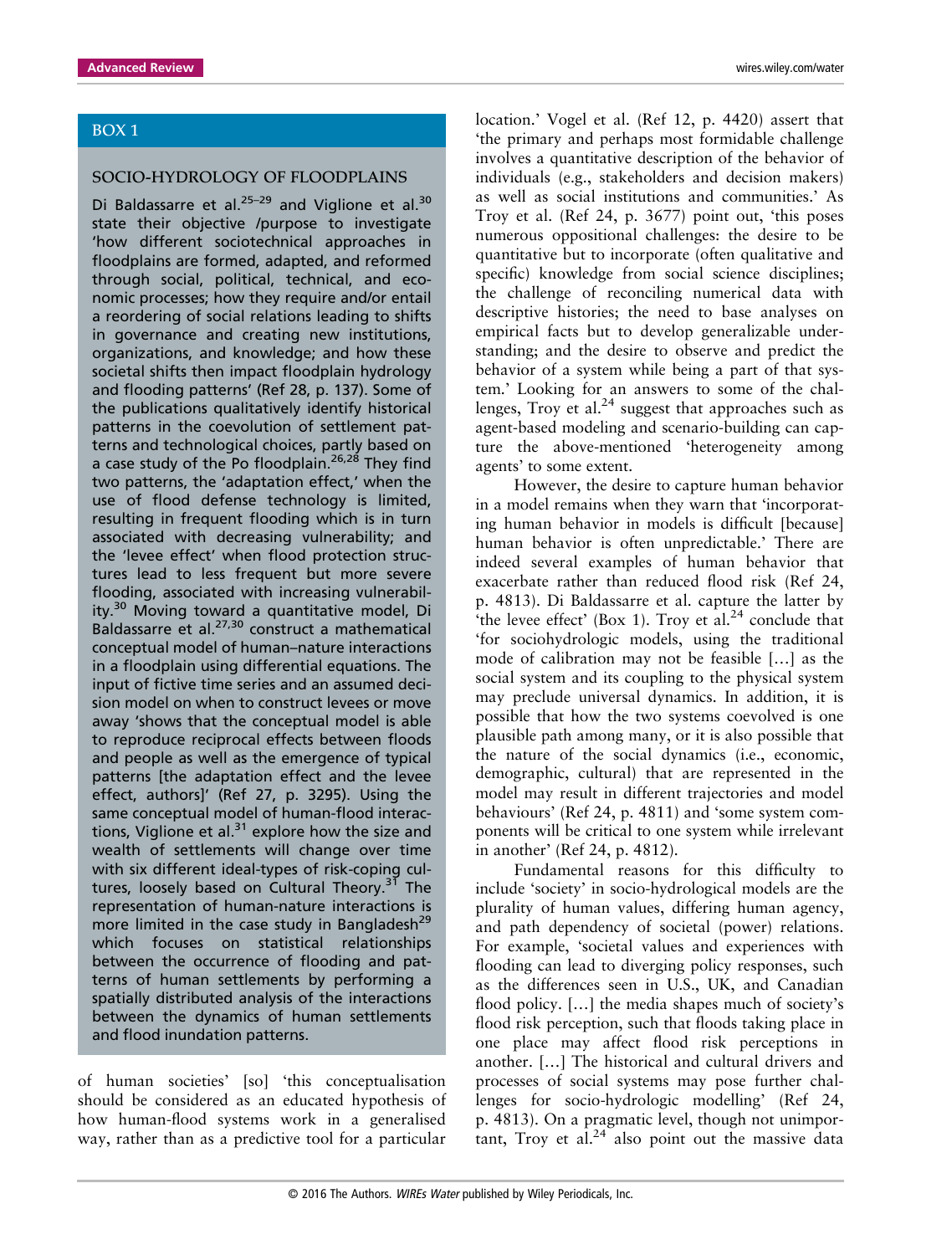## BOX 1

### SOCIO-HYDROLOGY OF FLOODPLAINS

Di Baldassarre et al.[25–29] and Viglione et al.[30] state their objective /purpose to investigate 'how different sociotechnical approaches in floodplains are formed, adapted, and reformed through social, political, technical, and economic processes; how they require and/or entail a reordering of social relations leading to shifts in governance and creating new institutions, organizations, and knowledge; and how these societal shifts then impact floodplain hydrology and flooding patterns' (Ref 28, p. 137). Some of the publications qualitatively identify historical patterns in the coevolution of settlement patterns and technological choices, partly based on a case study of the Po floodplain.[26,28] They find two patterns, the 'adaptation effect,' when the use of flood defense technology is limited, resulting in frequent flooding which is in turn associated with decreasing vulnerability; and the 'levee effect' when flood protection structures lead to less frequent but more severe flooding, associated with increasing vulnerability.[30] Moving toward a quantitative model, Di Baldassarre et al.[27,30] construct a mathematical conceptual model of human–nature interactions in a floodplain using differential equations. The input of fictive time series and an assumed decision model on when to construct levees or move away 'shows that the conceptual model is able to reproduce reciprocal effects between floods and people as well as the emergence of typical patterns [the adaptation effect and the levee effect, authors]' (Ref 27, p. 3295). Using the same conceptual model of human-flood interactions, Viglione et al.[31] explore how the size and wealth of settlements will change over time with six different ideal-types of risk-coping cultures, loosely based on Cultural Theory.[31] The representation of human-nature interactions is more limited in the case study in Bangladesh[29] which focuses on statistical relationships between the occurrence of flooding and patterns of human settlements by performing a spatially distributed analysis of the interactions between the dynamics of human settlements and flood inundation patterns.

of human societies' [so] 'this conceptualisation should be considered as an educated hypothesis of how human-flood systems work in a generalised way, rather than as a predictive tool for a particular location.' Vogel et al. (Ref 12, p. 4420) assert that 'the primary and perhaps most formidable challenge involves a quantitative description of the behavior of individuals (e.g., stakeholders and decision makers) as well as social institutions and communities.' As Troy et al. (Ref 24, p. 3677) point out, 'this poses numerous oppositional challenges: the desire to be quantitative but to incorporate (often qualitative and specific) knowledge from social science disciplines; the challenge of reconciling numerical data with descriptive histories; the need to base analyses on empirical facts but to develop generalizable understanding; and the desire to observe and predict the behavior of a system while being a part of that system.' Looking for an answers to some of the challenges, Troy et al.[24] suggest that approaches such as agent-based modeling and scenario-building can capture the above-mentioned 'heterogeneity among agents' to some extent.

However, the desire to capture human behavior in a model remains when they warn that 'incorporating human behavior in models is difficult [because] human behavior is often unpredictable.' There are indeed several examples of human behavior that exacerbate rather than reduced flood risk (Ref 24, p. 4813). Di Baldassarre et al. capture the latter by 'the levee effect' (Box 1). Troy et al.[24] conclude that 'for sociohydrologic models, using the traditional mode of calibration may not be feasible […] as the social system and its coupling to the physical system may preclude universal dynamics. In addition, it is possible that how the two systems coevolved is one plausible path among many, or it is also possible that the nature of the social dynamics (i.e., economic, demographic, cultural) that are represented in the model may result in different trajectories and model behaviours' (Ref 24, p. 4811) and 'some system components will be critical to one system while irrelevant in another' (Ref 24, p. 4812).

Fundamental reasons for this difficulty to include 'society' in socio-hydrological models are the plurality of human values, differing human agency, and path dependency of societal (power) relations. For example, 'societal values and experiences with flooding can lead to diverging policy responses, such as the differences seen in U.S., UK, and Canadian flood policy. […] the media shapes much of society's flood risk perception, such that floods taking place in one place may affect flood risk perceptions in another. […] The historical and cultural drivers and processes of social systems may pose further challenges for socio-hydrologic modelling' (Ref 24, p. 4813). On a pragmatic level, though not unimportant, Troy et al.[24] also point out the massive data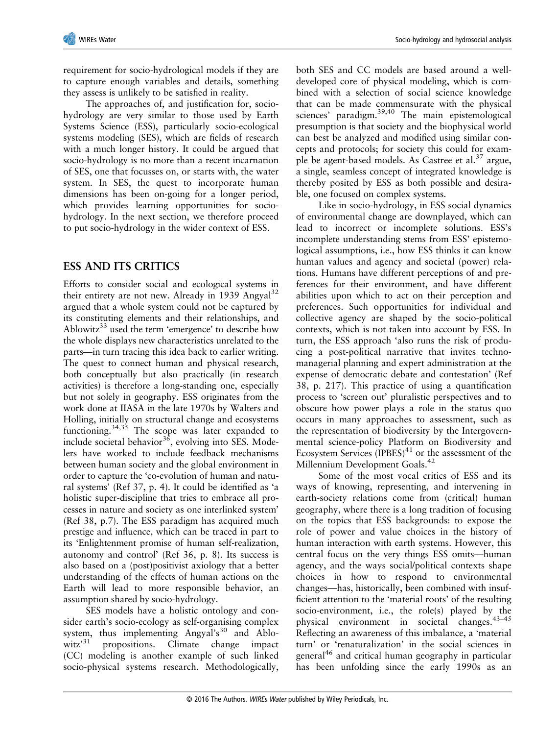requirement for socio-hydrological models if they are to capture enough variables and details, something they assess is unlikely to be satisfied in reality.

The approaches of, and justification for, socio-hydrology are very similar to those used by Earth Systems Science (ESS), particularly socio-ecological systems modeling (SES), which are fields of research with a much longer history. It could be argued that socio-hydrology is no more than a recent incarnation of SES, one that focusses on, or starts with, the water system. In SES, the quest to incorporate human dimensions has been on-going for a longer period, which provides learning opportunities for socio-hydrology. In the next section, we therefore proceed to put socio-hydrology in the wider context of ESS.

## ESS AND ITS CRITICS

Efforts to consider social and ecological systems in their entirety are not new. Already in 1939 Angyal[32] argued that a whole system could not be captured by its constituting elements and their relationships, and Ablowitz[33] used the term 'emergence' to describe how the whole displays new characteristics unrelated to the parts—in turn tracing this idea back to earlier writing. The quest to connect human and physical research, both conceptually but also practically (in research activities) is therefore a long-standing one, especially but not solely in geography. ESS originates from the work done at IIASA in the late 1970s by Walters and Holling, initially on structural change and ecosystems functioning.[34,35] The scope was later expanded to include societal behavior[36], evolving into SES. Modelers have worked to include feedback mechanisms between human society and the global environment in order to capture the 'co-evolution of human and natural systems' (Ref 37, p. 4). It could be identified as 'a holistic super-discipline that tries to embrace all processes in nature and society as one interlinked system' (Ref 38, p.7). The ESS paradigm has acquired much prestige and influence, which can be traced in part to its 'Enlightenment promise of human self-realization, autonomy and control' (Ref 36, p. 8). Its success is also based on a (post)positivist axiology that a better understanding of the effects of human actions on the Earth will lead to more responsible behavior, an assumption shared by socio-hydrology.

SES models have a holistic ontology and consider earth's socio-ecology as self-organising complex system, thus implementing Angyal's[30] and Ablowitz'[31] propositions. Climate change impact (CC) modeling is another example of such linked socio-physical systems research. Methodologically, both SES and CC models are based around a well-developed core of physical modeling, which is combined with a selection of social science knowledge that can be made commensurate with the physical sciences' paradigm.[39,40] The main epistemological presumption is that society and the biophysical world can best be analyzed and modified using similar concepts and protocols; for society this could for example be agent-based models. As Castree et al.[37] argue, a single, seamless concept of integrated knowledge is thereby posited by ESS as both possible and desirable, one focused on complex systems.

Like in socio-hydrology, in ESS social dynamics of environmental change are downplayed, which can lead to incorrect or incomplete solutions. ESS's incomplete understanding stems from ESS' epistemological assumptions, i.e., how ESS thinks it can know human values and agency and societal (power) relations. Humans have different perceptions of and preferences for their environment, and have different abilities upon which to act on their perception and preferences. Such opportunities for individual and collective agency are shaped by the socio-political contexts, which is not taken into account by ESS. In turn, the ESS approach 'also runs the risk of producing a post-political narrative that invites techno-managerial planning and expert administration at the expense of democratic debate and contestation' (Ref 38, p. 217). This practice of using a quantification process to 'screen out' pluralistic perspectives and to obscure how power plays a role in the status quo occurs in many approaches to assessment, such as the representation of biodiversity by the Intergovernmental science-policy Platform on Biodiversity and Ecosystem Services (IPBES)[41] or the assessment of the Millennium Development Goals.[42]

Some of the most vocal critics of ESS and its ways of knowing, representing, and intervening in earth-society relations come from (critical) human geography, where there is a long tradition of focusing on the topics that ESS backgrounds: to expose the role of power and value choices in the history of human interaction with earth systems. However, this central focus on the very things ESS omits—human agency, and the ways social/political contexts shape choices in how to respond to environmental changes—has, historically, been combined with insufficient attention to the 'material roots' of the resulting socio-environment, i.e., the role(s) played by the physical environment in societal changes.[43–45] Reflecting an awareness of this imbalance, a 'material turn' or 'renaturalization' in the social sciences in general[46] and critical human geography in particular has been unfolding since the early 1990s as an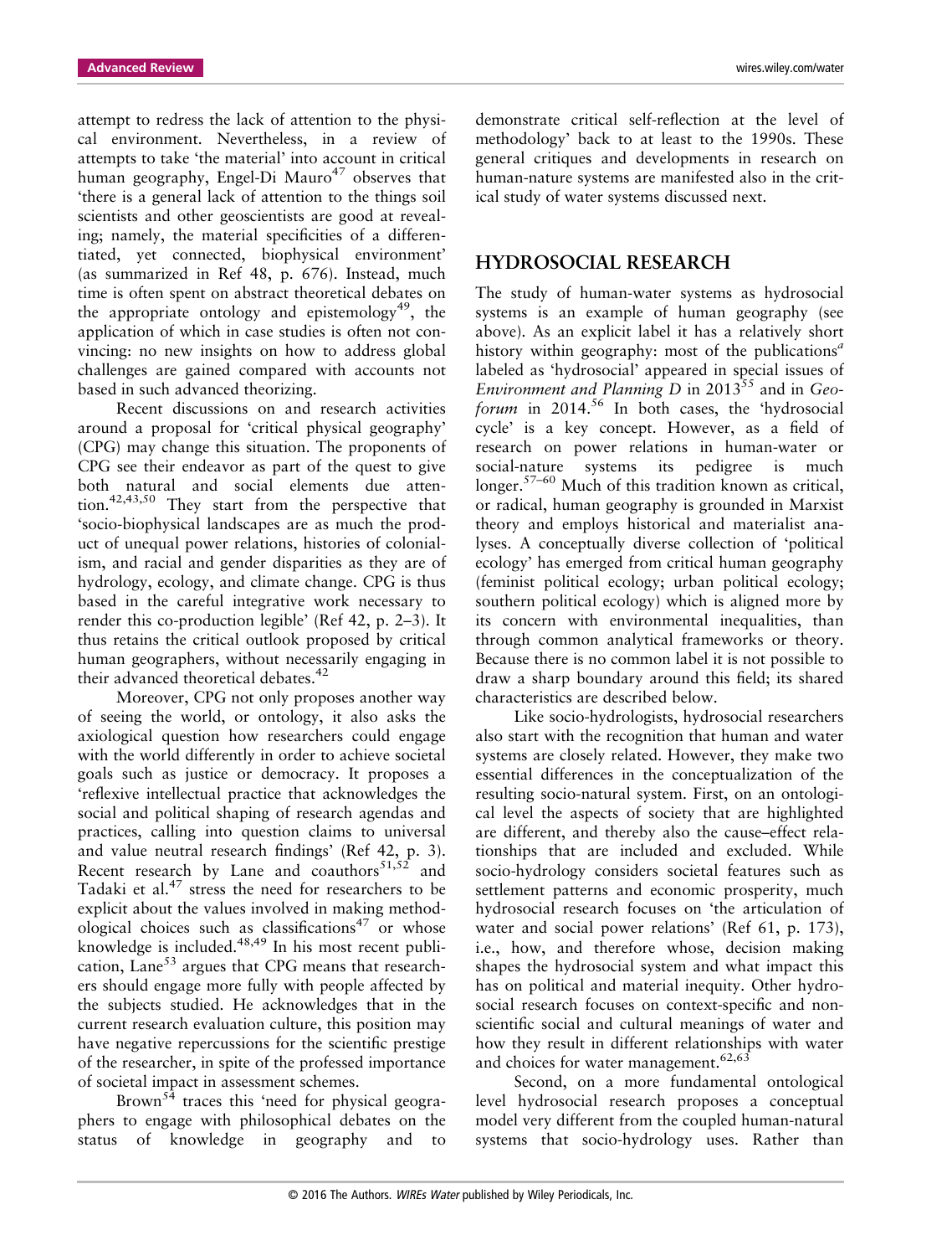attempt to redress the lack of attention to the physical environment. Nevertheless, in a review of attempts to take 'the material' into account in critical human geography, Engel-Di Mauro[47] observes that 'there is a general lack of attention to the things soil scientists and other geoscientists are good at revealing; namely, the material specificities of a differentiated, yet connected, biophysical environment' (as summarized in Ref 48, p. 676). Instead, much time is often spent on abstract theoretical debates on the appropriate ontology and epistemology[49], the application of which in case studies is often not convincing: no new insights on how to address global challenges are gained compared with accounts not based in such advanced theorizing.

Recent discussions on and research activities around a proposal for 'critical physical geography' (CPG) may change this situation. The proponents of CPG see their endeavor as part of the quest to give both natural and social elements due attention.[42,43,50] They start from the perspective that 'socio-biophysical landscapes are as much the product of unequal power relations, histories of colonialism, and racial and gender disparities as they are of hydrology, ecology, and climate change. CPG is thus based in the careful integrative work necessary to render this co-production legible' (Ref 42, p. 2–3). It thus retains the critical outlook proposed by critical human geographers, without necessarily engaging in their advanced theoretical debates.[42]

Moreover, CPG not only proposes another way of seeing the world, or ontology, it also asks the axiological question how researchers could engage with the world differently in order to achieve societal goals such as justice or democracy. It proposes a 'reflexive intellectual practice that acknowledges the social and political shaping of research agendas and practices, calling into question claims to universal and value neutral research findings' (Ref 42, p. 3). Recent research by Lane and coauthors[51,52] and Tadaki et al.[47] stress the need for researchers to be explicit about the values involved in making methodological choices such as classifications[47] or whose knowledge is included.[48,49] In his most recent publication, Lane[53] argues that CPG means that researchers should engage more fully with people affected by the subjects studied. He acknowledges that in the current research evaluation culture, this position may have negative repercussions for the scientific prestige of the researcher, in spite of the professed importance of societal impact in assessment schemes.

Brown[54] traces this 'need for physical geographers to engage with philosophical debates on the status of knowledge in geography and to demonstrate critical self-reflection at the level of methodology' back to at least to the 1990s. These general critiques and developments in research on human-nature systems are manifested also in the critical study of water systems discussed next.

## HYDROSOCIAL RESEARCH

The study of human-water systems as hydrosocial systems is an example of human geography (see above). As an explicit label it has a relatively short history within geography: most of the publications[a] labeled as 'hydrosocial' appeared in special issues of *Environment and Planning D* in 2013[55] and in *Geoforum* in 2014.[56] In both cases, the 'hydrosocial cycle' is a key concept. However, as a field of research on power relations in human-water or social-nature systems its pedigree is much longer.[57–60] Much of this tradition known as critical, or radical, human geography is grounded in Marxist theory and employs historical and materialist analyses. A conceptually diverse collection of 'political ecology' has emerged from critical human geography (feminist political ecology; urban political ecology; southern political ecology) which is aligned more by its concern with environmental inequalities, than through common analytical frameworks or theory. Because there is no common label it is not possible to draw a sharp boundary around this field; its shared characteristics are described below.

Like socio-hydrologists, hydrosocial researchers also start with the recognition that human and water systems are closely related. However, they make two essential differences in the conceptualization of the resulting socio-natural system. First, on an ontological level the aspects of society that are highlighted are different, and thereby also the cause–effect relationships that are included and excluded. While socio-hydrology considers societal features such as settlement patterns and economic prosperity, much hydrosocial research focuses on 'the articulation of water and social power relations' (Ref 61, p. 173), i.e., how, and therefore whose, decision making shapes the hydrosocial system and what impact this has on political and material inequity. Other hydrosocial research focuses on context-specific and non-scientific social and cultural meanings of water and how they result in different relationships with water and choices for water management.[62,63]

Second, on a more fundamental ontological level hydrosocial research proposes a conceptual model very different from the coupled human-natural systems that socio-hydrology uses. Rather than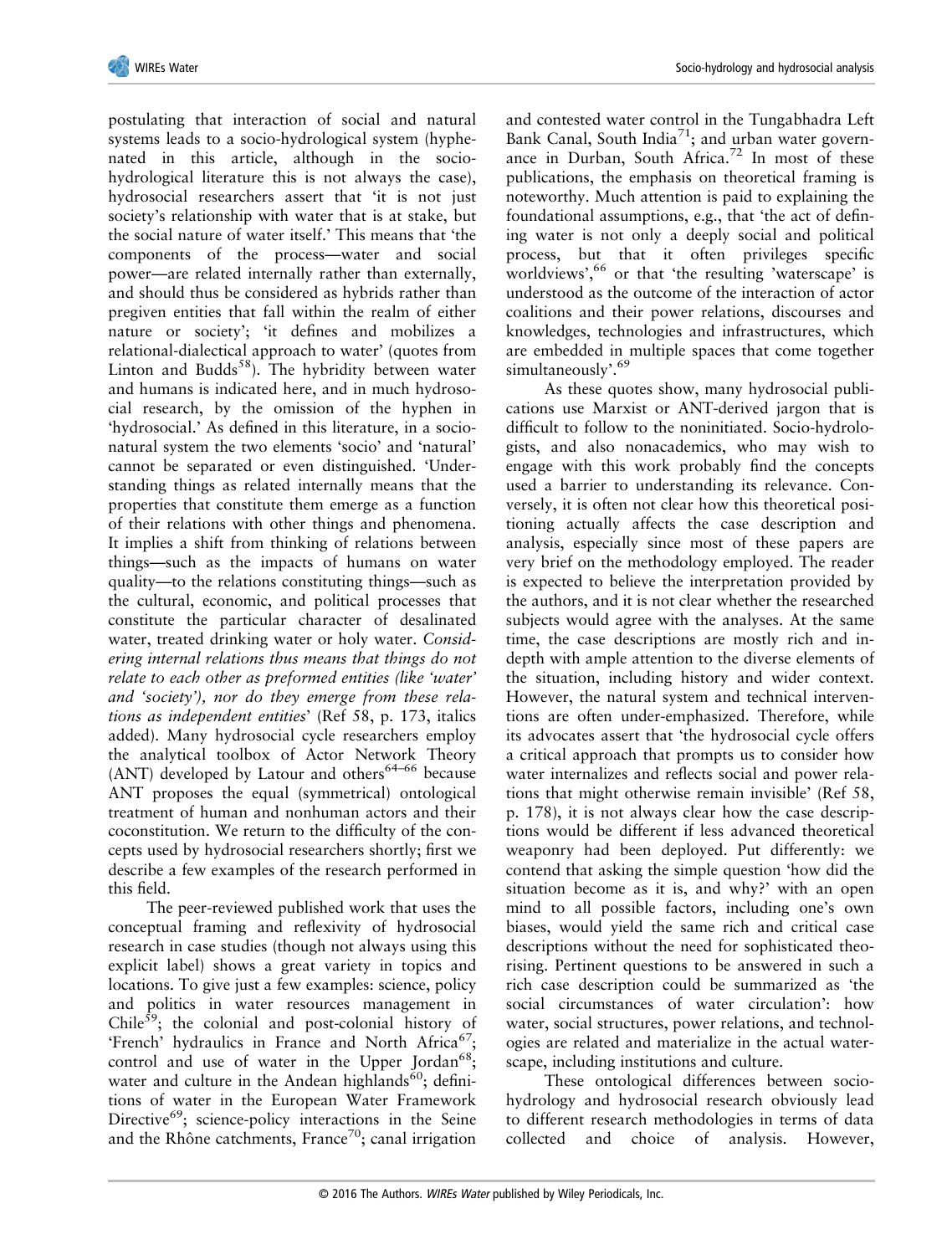postulating that interaction of social and natural systems leads to a socio-hydrological system (hyphenated in this article, although in the socio-hydrological literature this is not always the case), hydrosocial researchers assert that 'it is not just society's relationship with water that is at stake, but the social nature of water itself.' This means that 'the components of the process—water and social power—are related internally rather than externally, and should thus be considered as hybrids rather than pregiven entities that fall within the realm of either nature or society'; 'it defines and mobilizes a relational-dialectical approach to water' (quotes from Linton and Budds[58]). The hybridity between water and humans is indicated here, and in much hydrosocial research, by the omission of the hyphen in 'hydrosocial.' As defined in this literature, in a socio-natural system the two elements 'socio' and 'natural' cannot be separated or even distinguished. 'Understanding things as related internally means that the properties that constitute them emerge as a function of their relations with other things and phenomena. It implies a shift from thinking of relations between things—such as the impacts of humans on water quality—to the relations constituting things—such as the cultural, economic, and political processes that constitute the particular character of desalinated water, treated drinking water or holy water. *Considering internal relations thus means that things do not relate to each other as preformed entities (like 'water' and 'society'), nor do they emerge from these relations as independent entities*' (Ref 58, p. 173, italics added). Many hydrosocial cycle researchers employ the analytical toolbox of Actor Network Theory (ANT) developed by Latour and others[64–66] because ANT proposes the equal (symmetrical) ontological treatment of human and nonhuman actors and their coconstitution. We return to the difficulty of the concepts used by hydrosocial researchers shortly; first we describe a few examples of the research performed in this field.

The peer-reviewed published work that uses the conceptual framing and reflexivity of hydrosocial research in case studies (though not always using this explicit label) shows a great variety in topics and locations. To give just a few examples: science, policy and politics in water resources management in Chile[59]; the colonial and post-colonial history of 'French' hydraulics in France and North Africa[67]; control and use of water in the Upper Jordan[68]; water and culture in the Andean highlands[60]; definitions of water in the European Water Framework Directive[69]; science-policy interactions in the Seine and the Rhône catchments, France[70]; canal irrigation and contested water control in the Tungabhadra Left Bank Canal, South India[71]; and urban water governance in Durban, South Africa.[72] In most of these publications, the emphasis on theoretical framing is noteworthy. Much attention is paid to explaining the foundational assumptions, e.g., that 'the act of defining water is not only a deeply social and political process, but that it often privileges specific worldviews',[66] or that 'the resulting 'waterscape' is understood as the outcome of the interaction of actor coalitions and their power relations, discourses and knowledges, technologies and infrastructures, which are embedded in multiple spaces that come together simultaneously'.[69]

As these quotes show, many hydrosocial publications use Marxist or ANT-derived jargon that is difficult to follow to the noninitiated. Socio-hydrologists, and also nonacademics, who may wish to engage with this work probably find the concepts used a barrier to understanding its relevance. Conversely, it is often not clear how this theoretical positioning actually affects the case description and analysis, especially since most of these papers are very brief on the methodology employed. The reader is expected to believe the interpretation provided by the authors, and it is not clear whether the researched subjects would agree with the analyses. At the same time, the case descriptions are mostly rich and in-depth with ample attention to the diverse elements of the situation, including history and wider context. However, the natural system and technical interventions are often under-emphasized. Therefore, while its advocates assert that 'the hydrosocial cycle offers a critical approach that prompts us to consider how water internalizes and reflects social and power relations that might otherwise remain invisible' (Ref 58, p. 178), it is not always clear how the case descriptions would be different if less advanced theoretical weaponry had been deployed. Put differently: we contend that asking the simple question 'how did the situation become as it is, and why?' with an open mind to all possible factors, including one's own biases, would yield the same rich and critical case descriptions without the need for sophisticated theorising. Pertinent questions to be answered in such a rich case description could be summarized as 'the social circumstances of water circulation': how water, social structures, power relations, and technologies are related and materialize in the actual waterscape, including institutions and culture.

These ontological differences between socio-hydrology and hydrosocial research obviously lead to different research methodologies in terms of data collected and choice of analysis. However,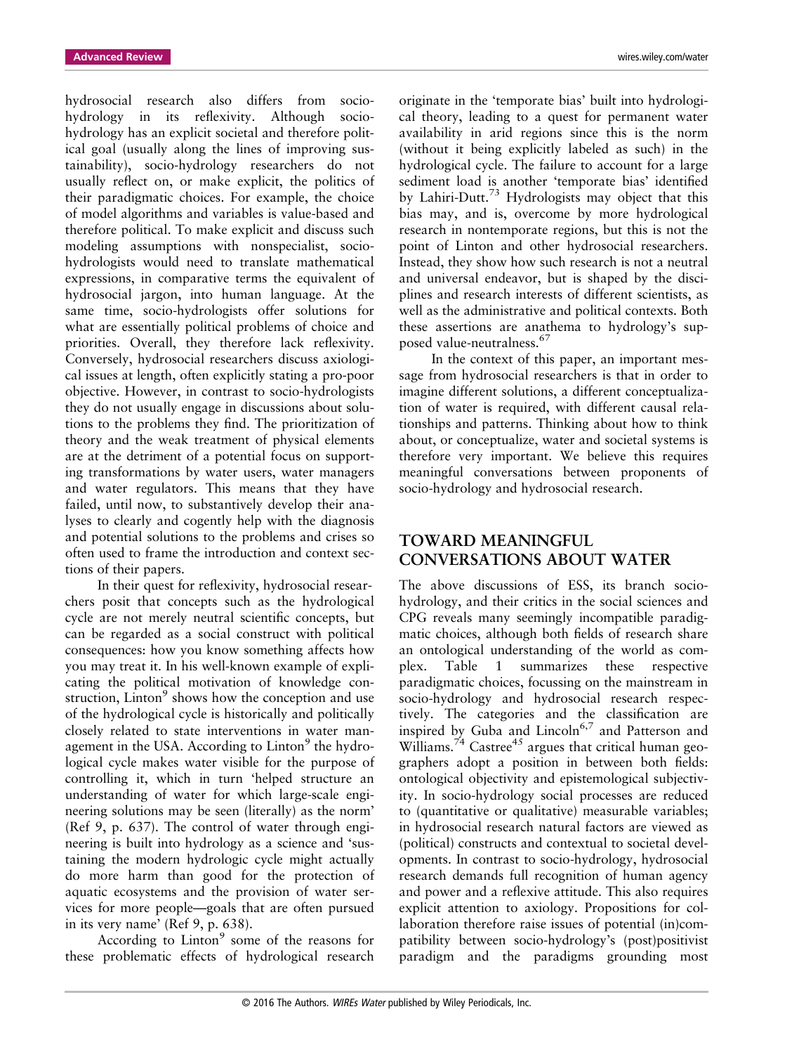hydrosocial research also differs from socio-hydrology in its reflexivity. Although socio-hydrology has an explicit societal and therefore political goal (usually along the lines of improving sustainability), socio-hydrology researchers do not usually reflect on, or make explicit, the politics of their paradigmatic choices. For example, the choice of model algorithms and variables is value-based and therefore political. To make explicit and discuss such modeling assumptions with nonspecialist, socio-hydrologists would need to translate mathematical expressions, in comparative terms the equivalent of hydrosocial jargon, into human language. At the same time, socio-hydrologists offer solutions for what are essentially political problems of choice and priorities. Overall, they therefore lack reflexivity. Conversely, hydrosocial researchers discuss axiological issues at length, often explicitly stating a pro-poor objective. However, in contrast to socio-hydrologists they do not usually engage in discussions about solutions to the problems they find. The prioritization of theory and the weak treatment of physical elements are at the detriment of a potential focus on supporting transformations by water users, water managers and water regulators. This means that they have failed, until now, to substantively develop their analyses to clearly and cogently help with the diagnosis and potential solutions to the problems and crises so often used to frame the introduction and context sections of their papers.

In their quest for reflexivity, hydrosocial researchers posit that concepts such as the hydrological cycle are not merely neutral scientific concepts, but can be regarded as a social construct with political consequences: how you know something affects how you may treat it. In his well-known example of explicating the political motivation of knowledge construction, Linton[9] shows how the conception and use of the hydrological cycle is historically and politically closely related to state interventions in water management in the USA. According to Linton[9] the hydrological cycle makes water visible for the purpose of controlling it, which in turn 'helped structure an understanding of water for which large-scale engineering solutions may be seen (literally) as the norm' (Ref 9, p. 637). The control of water through engineering is built into hydrology as a science and 'sustaining the modern hydrologic cycle might actually do more harm than good for the protection of aquatic ecosystems and the provision of water services for more people—goals that are often pursued in its very name' (Ref 9, p. 638).

According to Linton[9] some of the reasons for these problematic effects of hydrological research originate in the 'temporate bias' built into hydrological theory, leading to a quest for permanent water availability in arid regions since this is the norm (without it being explicitly labeled as such) in the hydrological cycle. The failure to account for a large sediment load is another 'temporate bias' identified by Lahiri-Dutt.[73] Hydrologists may object that this bias may, and is, overcome by more hydrological research in nontemporate regions, but this is not the point of Linton and other hydrosocial researchers. Instead, they show how such research is not a neutral and universal endeavor, but is shaped by the disciplines and research interests of different scientists, as well as the administrative and political contexts. Both these assertions are anathema to hydrology's supposed value-neutralness.[67]

In the context of this paper, an important message from hydrosocial researchers is that in order to imagine different solutions, a different conceptualization of water is required, with different causal relationships and patterns. Thinking about how to think about, or conceptualize, water and societal systems is therefore very important. We believe this requires meaningful conversations between proponents of socio-hydrology and hydrosocial research.

## TOWARD MEANINGFUL CONVERSATIONS ABOUT WATER

The above discussions of ESS, its branch socio-hydrology, and their critics in the social sciences and CPG reveals many seemingly incompatible paradigmatic choices, although both fields of research share an ontological understanding of the world as complex. Table 1 summarizes these respective paradigmatic choices, focussing on the mainstream in socio-hydrology and hydrosocial research respectively. The categories and the classification are inspired by Guba and Lincoln[6,7] and Patterson and Williams.[74] Castree[45] argues that critical human geographers adopt a position in between both fields: ontological objectivity and epistemological subjectivity. In socio-hydrology social processes are reduced to (quantitative or qualitative) measurable variables; in hydrosocial research natural factors are viewed as (political) constructs and contextual to societal developments. In contrast to socio-hydrology, hydrosocial research demands full recognition of human agency and power and a reflexive attitude. This also requires explicit attention to axiology. Propositions for collaboration therefore raise issues of potential (in)compatibility between socio-hydrology's (post)positivist paradigm and the paradigms grounding most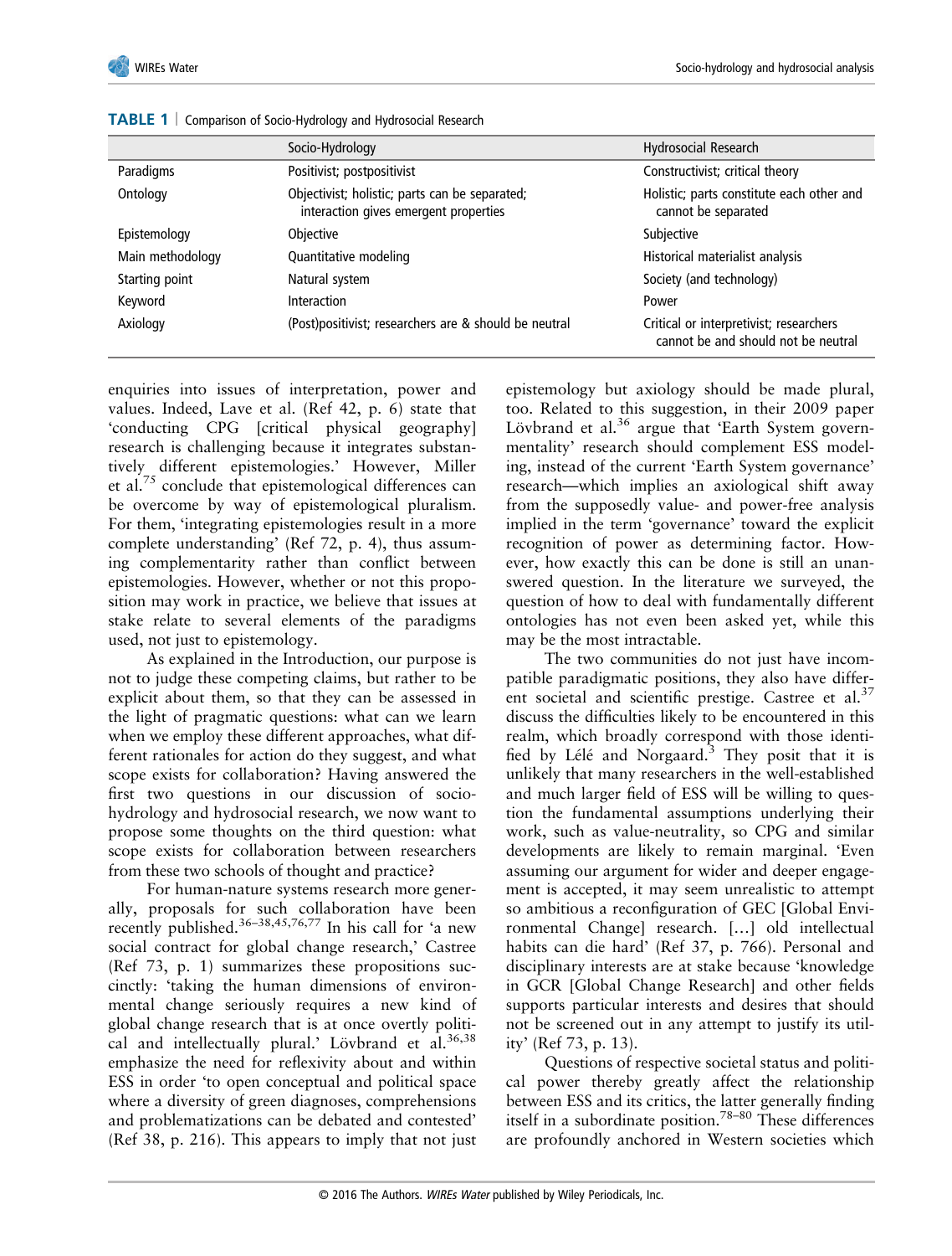**TABLE 1** | Comparison of Socio-Hydrology and Hydrosocial Research

| | Socio-Hydrology | Hydrosocial Research |
|---|---|---|
| Paradigms | Positivist; postpositivist | Constructivist; critical theory |
| Ontology | Objectivist; holistic; parts can be separated; interaction gives emergent properties | Holistic; parts constitute each other and cannot be separated |
| Epistemology | Objective | Subjective |
| Main methodology | Quantitative modeling | Historical materialist analysis |
| Starting point | Natural system | Society (and technology) |
| Keyword | Interaction | Power |
| Axiology | (Post)positivist; researchers are & should be neutral | Critical or interpretivist; researchers cannot be and should not be neutral |

enquiries into issues of interpretation, power and values. Indeed, Lave et al. (Ref 42, p. 6) state that 'conducting CPG [critical physical geography] research is challenging because it integrates substantively different epistemologies.' However, Miller et al.[75] conclude that epistemological differences can be overcome by way of epistemological pluralism. For them, 'integrating epistemologies result in a more complete understanding' (Ref 72, p. 4), thus assuming complementarity rather than conflict between epistemologies. However, whether or not this proposition may work in practice, we believe that issues at stake relate to several elements of the paradigms used, not just to epistemology.

As explained in the Introduction, our purpose is not to judge these competing claims, but rather to be explicit about them, so that they can be assessed in the light of pragmatic questions: what can we learn when we employ these different approaches, what different rationales for action do they suggest, and what scope exists for collaboration? Having answered the first two questions in our discussion of socio-hydrology and hydrosocial research, we now want to propose some thoughts on the third question: what scope exists for collaboration between researchers from these two schools of thought and practice?

For human-nature systems research more generally, proposals for such collaboration have been recently published.[36–38,45,76,77] In his call for 'a new social contract for global change research,' Castree (Ref 73, p. 1) summarizes these propositions succinctly: 'taking the human dimensions of environmental change seriously requires a new kind of global change research that is at once overtly political and intellectually plural.' Lövbrand et al.[36,38] emphasize the need for reflexivity about and within ESS in order 'to open conceptual and political space where a diversity of green diagnoses, comprehensions and problematizations can be debated and contested' (Ref 38, p. 216). This appears to imply that not just epistemology but axiology should be made plural, too. Related to this suggestion, in their 2009 paper Lövbrand et al.[36] argue that 'Earth System governmentality' research should complement ESS modeling, instead of the current 'Earth System governance' research—which implies an axiological shift away from the supposedly value- and power-free analysis implied in the term 'governance' toward the explicit recognition of power as determining factor. However, how exactly this can be done is still an unanswered question. In the literature we surveyed, the question of how to deal with fundamentally different ontologies has not even been asked yet, while this may be the most intractable.

The two communities do not just have incompatible paradigmatic positions, they also have different societal and scientific prestige. Castree et al.[37] discuss the difficulties likely to be encountered in this realm, which broadly correspond with those identified by Lélé and Norgaard.[3] They posit that it is unlikely that many researchers in the well-established and much larger field of ESS will be willing to question the fundamental assumptions underlying their work, such as value-neutrality, so CPG and similar developments are likely to remain marginal. 'Even assuming our argument for wider and deeper engagement is accepted, it may seem unrealistic to attempt so ambitious a reconfiguration of GEC [Global Environmental Change] research. [...] old intellectual habits can die hard' (Ref 37, p. 766). Personal and disciplinary interests are at stake because 'knowledge in GCR [Global Change Research] and other fields supports particular interests and desires that should not be screened out in any attempt to justify its utility' (Ref 73, p. 13).

Questions of respective societal status and political power thereby greatly affect the relationship between ESS and its critics, the latter generally finding itself in a subordinate position.[78–80] These differences are profoundly anchored in Western societies which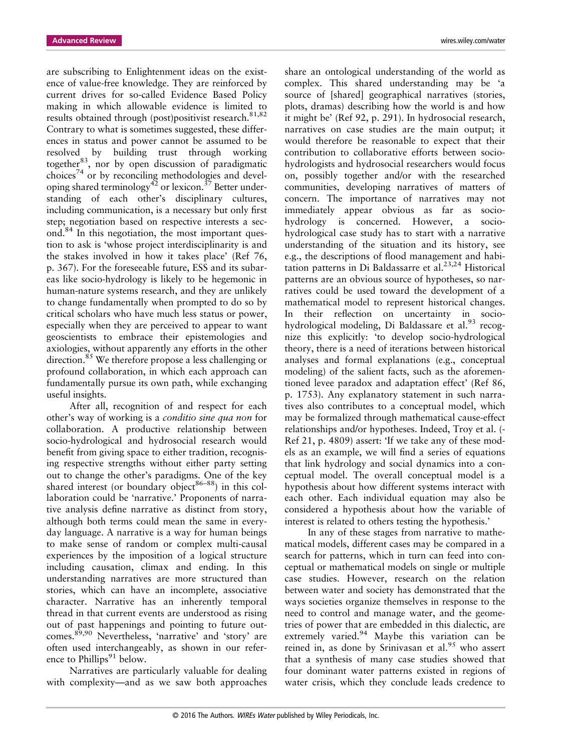are subscribing to Enlightenment ideas on the existence of value-free knowledge. They are reinforced by current drives for so-called Evidence Based Policy making in which allowable evidence is limited to results obtained through (post)positivist research.[81,82] Contrary to what is sometimes suggested, these differences in status and power cannot be assumed to be resolved by building trust through working together[83], nor by open discussion of paradigmatic choices[74] or by reconciling methodologies and developing shared terminology[42] or lexicon.[37] Better understanding of each other's disciplinary cultures, including communication, is a necessary but only first step; negotiation based on respective interests a second.[84] In this negotiation, the most important question to ask is 'whose project interdisciplinarity is and the stakes involved in how it takes place' (Ref 76, p. 367). For the foreseeable future, ESS and its subareas like socio-hydrology is likely to be hegemonic in human-nature systems research, and they are unlikely to change fundamentally when prompted to do so by critical scholars who have much less status or power, especially when they are perceived to appear to want geoscientists to embrace their epistemologies and axiologies, without apparently any efforts in the other direction.[85] We therefore propose a less challenging or profound collaboration, in which each approach can fundamentally pursue its own path, while exchanging useful insights.

After all, recognition of and respect for each other's way of working is a *conditio sine qua non* for collaboration. A productive relationship between socio-hydrological and hydrosocial research would benefit from giving space to either tradition, recognising respective strengths without either party setting out to change the other's paradigms. One of the key shared interest (or boundary object[86–88]) in this collaboration could be 'narrative.' Proponents of narrative analysis define narrative as distinct from story, although both terms could mean the same in everyday language. A narrative is a way for human beings to make sense of random or complex multi-causal experiences by the imposition of a logical structure including causation, climax and ending. In this understanding narratives are more structured than stories, which can have an incomplete, associative character. Narrative has an inherently temporal thread in that current events are understood as rising out of past happenings and pointing to future outcomes.[89,90] Nevertheless, 'narrative' and 'story' are often used interchangeably, as shown in our reference to Phillips[91] below.

Narratives are particularly valuable for dealing with complexity—and as we saw both approaches share an ontological understanding of the world as complex. This shared understanding may be 'a source of [shared] geographical narratives (stories, plots, dramas) describing how the world is and how it might be' (Ref 92, p. 291). In hydrosocial research, narratives on case studies are the main output; it would therefore be reasonable to expect that their contribution to collaborative efforts between socio-hydrologists and hydrosocial researchers would focus on, possibly together and/or with the researched communities, developing narratives of matters of concern. The importance of narratives may not immediately appear obvious as far as socio-hydrology is concerned. However, a socio-hydrological case study has to start with a narrative understanding of the situation and its history, see e.g., the descriptions of flood management and habitation patterns in Di Baldassarre et al.[23,24] Historical patterns are an obvious source of hypotheses, so narratives could be used toward the development of a mathematical model to represent historical changes. In their reflection on uncertainty in socio-hydrological modeling, Di Baldassare et al.[93] recognize this explicitly: 'to develop socio-hydrological theory, there is a need of iterations between historical analyses and formal explanations (e.g., conceptual modeling) of the salient facts, such as the aforementioned levee paradox and adaptation effect' (Ref 86, p. 1753). Any explanatory statement in such narratives also contributes to a conceptual model, which may be formalized through mathematical cause-effect relationships and/or hypotheses. Indeed, Troy et al. (Ref 21, p. 4809) assert: 'If we take any of these models as an example, we will find a series of equations that link hydrology and social dynamics into a conceptual model. The overall conceptual model is a hypothesis about how different systems interact with each other. Each individual equation may also be considered a hypothesis about how the variable of interest is related to others testing the hypothesis.'

In any of these stages from narrative to mathematical models, different cases may be compared in a search for patterns, which in turn can feed into conceptual or mathematical models on single or multiple case studies. However, research on the relation between water and society has demonstrated that the ways societies organize themselves in response to the need to control and manage water, and the geometries of power that are embedded in this dialectic, are extremely varied.[94] Maybe this variation can be reined in, as done by Srinivasan et al.[95] who assert that a synthesis of many case studies showed that four dominant water patterns existed in regions of water crisis, which they conclude leads credence to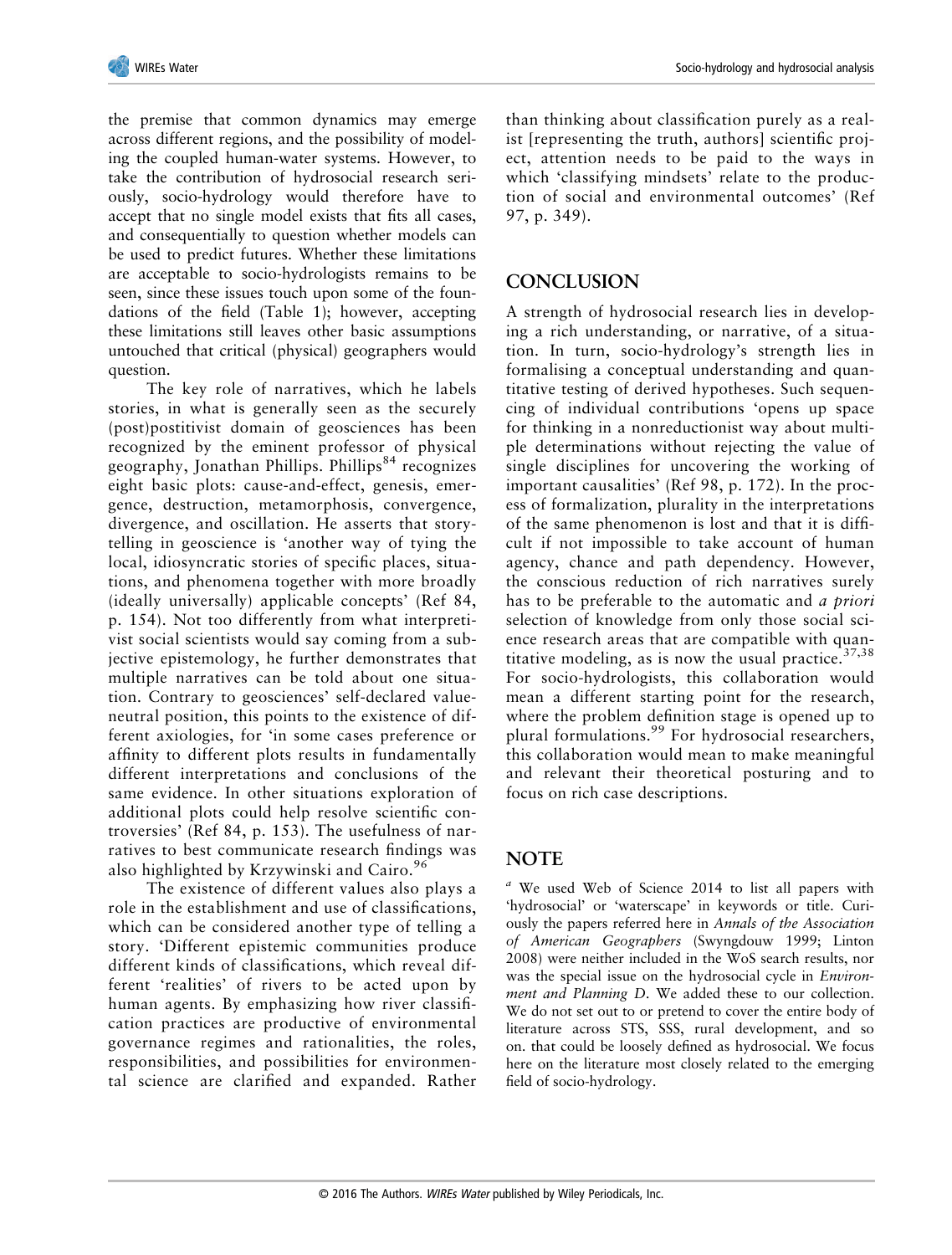the premise that common dynamics may emerge across different regions, and the possibility of modeling the coupled human-water systems. However, to take the contribution of hydrosocial research seriously, socio-hydrology would therefore have to accept that no single model exists that fits all cases, and consequentially to question whether models can be used to predict futures. Whether these limitations are acceptable to socio-hydrologists remains to be seen, since these issues touch upon some of the foundations of the field (Table 1); however, accepting these limitations still leaves other basic assumptions untouched that critical (physical) geographers would question.

The key role of narratives, which he labels stories, in what is generally seen as the securely (post)postitivist domain of geosciences has been recognized by the eminent professor of physical geography, Jonathan Phillips. Phillips[84] recognizes eight basic plots: cause-and-effect, genesis, emergence, destruction, metamorphosis, convergence, divergence, and oscillation. He asserts that storytelling in geoscience is 'another way of tying the local, idiosyncratic stories of specific places, situations, and phenomena together with more broadly (ideally universally) applicable concepts' (Ref 84, p. 154). Not too differently from what interpretivist social scientists would say coming from a subjective epistemology, he further demonstrates that multiple narratives can be told about one situation. Contrary to geosciences' self-declared value-neutral position, this points to the existence of different axiologies, for 'in some cases preference or affinity to different plots results in fundamentally different interpretations and conclusions of the same evidence. In other situations exploration of additional plots could help resolve scientific controversies' (Ref 84, p. 153). The usefulness of narratives to best communicate research findings was also highlighted by Krzywinski and Cairo.[96]

The existence of different values also plays a role in the establishment and use of classifications, which can be considered another type of telling a story. 'Different epistemic communities produce different kinds of classifications, which reveal different 'realities' of rivers to be acted upon by human agents. By emphasizing how river classification practices are productive of environmental governance regimes and rationalities, the roles, responsibilities, and possibilities for environmental science are clarified and expanded. Rather than thinking about classification purely as a realist [representing the truth, authors] scientific project, attention needs to be paid to the ways in which 'classifying mindsets' relate to the production of social and environmental outcomes' (Ref 97, p. 349).

## CONCLUSION

A strength of hydrosocial research lies in developing a rich understanding, or narrative, of a situation. In turn, socio-hydrology's strength lies in formalising a conceptual understanding and quantitative testing of derived hypotheses. Such sequencing of individual contributions 'opens up space for thinking in a nonreductionist way about multiple determinations without rejecting the value of single disciplines for uncovering the working of important causalities' (Ref 98, p. 172). In the process of formalization, plurality in the interpretations of the same phenomenon is lost and that it is difficult if not impossible to take account of human agency, chance and path dependency. However, the conscious reduction of rich narratives surely has to be preferable to the automatic and *a priori* selection of knowledge from only those social science research areas that are compatible with quantitative modeling, as is now the usual practice.[37,38] For socio-hydrologists, this collaboration would mean a different starting point for the research, where the problem definition stage is opened up to plural formulations.[99] For hydrosocial researchers, this collaboration would mean to make meaningful and relevant their theoretical posturing and to focus on rich case descriptions.

## NOTE

[a] We used Web of Science 2014 to list all papers with 'hydrosocial' or 'waterscape' in keywords or title. Curiously the papers referred here in *Annals of the Association of American Geographers* (Swyngdouw 1999; Linton 2008) were neither included in the WoS search results, nor was the special issue on the hydrosocial cycle in *Environment and Planning D*. We added these to our collection. We do not set out to or pretend to cover the entire body of literature across STS, SSS, rural development, and so on. that could be loosely defined as hydrosocial. We focus here on the literature most closely related to the emerging field of socio-hydrology.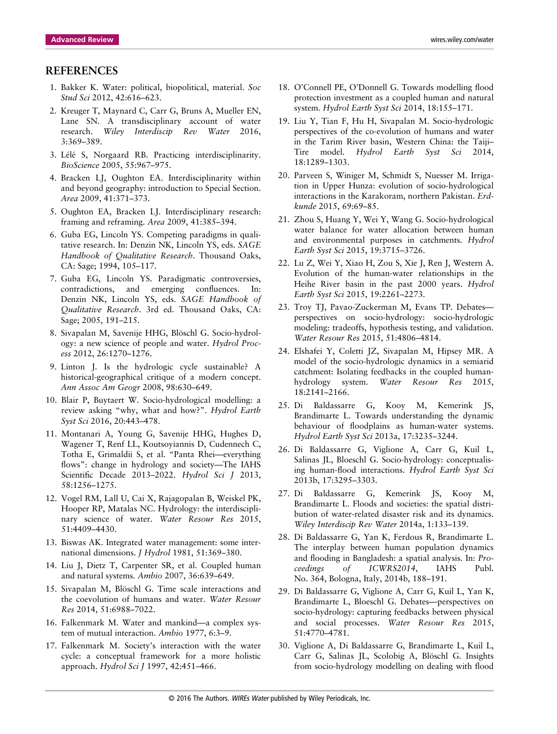## REFERENCES

1. Bakker K. Water: political, biopolitical, material. *Soc Stud Sci* 2012, 42:616–623.
2. Kreuger T, Maynard C, Carr G, Bruns A, Mueller EN, Lane SN. A transdisciplinary account of water research. *Wiley Interdiscip Rev Water* 2016, 3:369–389.
3. Lélé S, Norgaard RB. Practicing interdisciplinarity. *BioScience* 2005, 55:967–975.
4. Bracken LJ, Oughton EA. Interdisciplinarity within and beyond geography: introduction to Special Section. *Area* 2009, 41:371–373.
5. Oughton EA, Bracken LJ. Interdisciplinary research: framing and reframing. *Area* 2009, 41:385–394.
6. Guba EG, Lincoln YS. Competing paradigms in qualitative research. In: Denzin NK, Lincoln YS, eds. *SAGE Handbook of Qualitative Research*. Thousand Oaks, CA: Sage; 1994, 105–117.
7. Guba EG, Lincoln YS. Paradigmatic controversies, contradictions, and emerging confluences. In: Denzin NK, Lincoln YS, eds. *SAGE Handbook of Qualitative Research*. 3rd ed. Thousand Oaks, CA: Sage; 2005, 191–215.
8. Sivapalan M, Savenije HHG, Blöschl G. Socio-hydrology: a new science of people and water. *Hydrol Process* 2012, 26:1270–1276.
9. Linton J. Is the hydrologic cycle sustainable? A historical-geographical critique of a modern concept. *Ann Assoc Am Geogr* 2008, 98:630–649.
10. Blair P, Buytaert W. Socio-hydrological modelling: a review asking "why, what and how?". *Hydrol Earth Syst Sci* 2016, 20:443–478.
11. Montanari A, Young G, Savenije HHG, Hughes D, Wagener T, Renf LL, Koutsoyiannis D, Cudennech C, Totha E, Grimaldii S, et al. "Panta Rhei—everything flows": change in hydrology and society—The IAHS Scientific Decade 2013–2022. *Hydrol Sci J* 2013, 58:1256–1275.
12. Vogel RM, Lall U, Cai X, Rajagopalan B, Weiskel PK, Hooper RP, Matalas NC. Hydrology: the interdisciplinary science of water. *Water Resour Res* 2015, 51:4409–4430.
13. Biswas AK. Integrated water management: some international dimensions. *J Hydrol* 1981, 51:369–380.
14. Liu J, Dietz T, Carpenter SR, et al. Coupled human and natural systems. *Ambio* 2007, 36:639–649.
15. Sivapalan M, Blöschl G. Time scale interactions and the coevolution of humans and water. *Water Resour Res* 2014, 51:6988–7022.
16. Falkenmark M. Water and mankind—a complex system of mutual interaction. *Ambio* 1977, 6:3–9.
17. Falkenmark M. Society's interaction with the water cycle: a conceptual framework for a more holistic approach. *Hydrol Sci J* 1997, 42:451–466.
18. O'Connell PE, O'Donnell G. Towards modelling flood protection investment as a coupled human and natural system. *Hydrol Earth Syst Sci* 2014, 18:155–171.
19. Liu Y, Tian F, Hu H, Sivapalan M. Socio-hydrologic perspectives of the co-evolution of humans and water in the Tarim River basin, Western China: the Taiji–Tire model. *Hydrol Earth Syst Sci* 2014, 18:1289–1303.
20. Parveen S, Winiger M, Schmidt S, Nuesser M. Irrigation in Upper Hunza: evolution of socio-hydrological interactions in the Karakoram, northern Pakistan. *Erdkunde* 2015, 69:69–85.
21. Zhou S, Huang Y, Wei Y, Wang G. Socio-hydrological water balance for water allocation between human and environmental purposes in catchments. *Hydrol Earth Syst Sci* 2015, 19:3715–3726.
22. Lu Z, Wei Y, Xiao H, Zou S, Xie J, Ren J, Western A. Evolution of the human-water relationships in the Heihe River basin in the past 2000 years. *Hydrol Earth Syst Sci* 2015, 19:2261–2273.
23. Troy TJ, Pavao-Zuckerman M, Evans TP. Debates—perspectives on socio-hydrology: socio-hydrologic modeling: tradeoffs, hypothesis testing, and validation. *Water Resour Res* 2015, 51:4806–4814.
24. Elshafei Y, Coletti JZ, Sivapalan M, Hipsey MR. A model of the socio-hydrologic dynamics in a semiarid catchment: Isolating feedbacks in the coupled human-hydrology system. *Water Resour Res* 2015, 18:2141–2166.
25. Di Baldassarre G, Kooy M, Kemerink JS, Brandimarte L. Towards understanding the dynamic behaviour of floodplains as human-water systems. *Hydrol Earth Syst Sci* 2013a, 17:3235–3244.
26. Di Baldassarre G, Viglione A, Carr G, Kuil L, Salinas JL, Bloeschl G. Socio-hydrology: conceptualising human-flood interactions. *Hydrol Earth Syst Sci* 2013b, 17:3295–3303.
27. Di Baldassarre G, Kemerink JS, Kooy M, Brandimarte L. Floods and societies: the spatial distribution of water-related disaster risk and its dynamics. *Wiley Interdiscip Rev Water* 2014a, 1:133–139.
28. Di Baldassarre G, Yan K, Ferdous R, Brandimarte L. The interplay between human population dynamics and flooding in Bangladesh: a spatial analysis. In: *Proceedings of ICWRS2014*, IAHS Publ. No. 364, Bologna, Italy, 2014b, 188–191.
29. Di Baldassarre G, Viglione A, Carr G, Kuil L, Yan K, Brandimarte L, Bloeschl G. Debates—perspectives on socio-hydrology: capturing feedbacks between physical and social processes. *Water Resour Res* 2015, 51:4770–4781.
30. Viglione A, Di Baldassarre G, Brandimarte L, Kuil L, Carr G, Salinas JL, Scolobig A, Blöschl G. Insights from socio-hydrology modelling on dealing with flood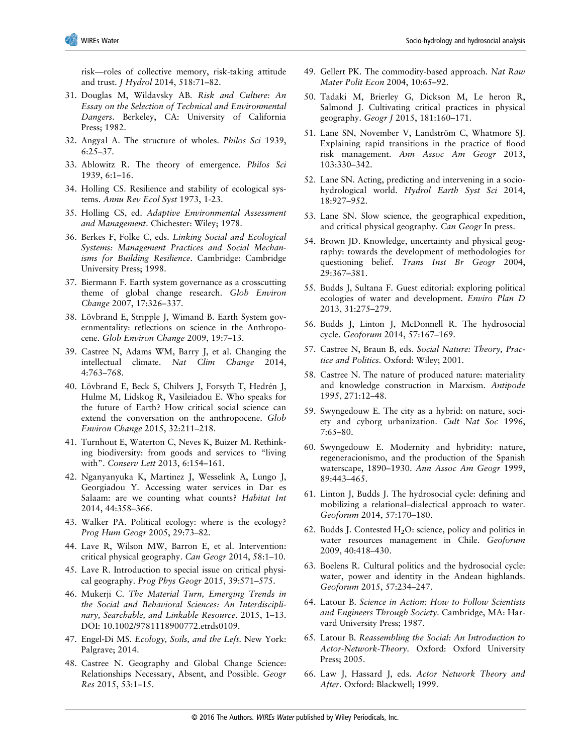risk—roles of collective memory, risk-taking attitude and trust. *J Hydrol* 2014, 518:71–82.

31. Douglas M, Wildavsky AB. *Risk and Culture: An Essay on the Selection of Technical and Environmental Dangers*. Berkeley, CA: University of California Press; 1982.
32. Angyal A. The structure of wholes. *Philos Sci* 1939, 6:25–37.
33. Ablowitz R. The theory of emergence. *Philos Sci* 1939, 6:1–16.
34. Holling CS. Resilience and stability of ecological systems. *Annu Rev Ecol Syst* 1973, 1-23.
35. Holling CS, ed. *Adaptive Environmental Assessment and Management*. Chichester: Wiley; 1978.
36. Berkes F, Folke C, eds. *Linking Social and Ecological Systems: Management Practices and Social Mechanisms for Building Resilience*. Cambridge: Cambridge University Press; 1998.
37. Biermann F. Earth system governance as a crosscutting theme of global change research. *Glob Environ Change* 2007, 17:326–337.
38. Lövbrand E, Stripple J, Wimand B. Earth System governmentality: reflections on science in the Anthropocene. *Glob Environ Change* 2009, 19:7–13.
39. Castree N, Adams WM, Barry J, et al. Changing the intellectual climate. *Nat Clim Change* 2014, 4:763–768.
40. Lövbrand E, Beck S, Chilvers J, Forsyth T, Hedrén J, Hulme M, Lidskog R, Vasileiadou E. Who speaks for the future of Earth? How critical social science can extend the conversation on the anthropocene. *Glob Environ Change* 2015, 32:211–218.
41. Turnhout E, Waterton C, Neves K, Buizer M. Rethinking biodiversity: from goods and services to "living with". *Conserv Lett* 2013, 6:154–161.
42. Nganyanyuka K, Martinez J, Wesselink A, Lungo J, Georgiadou Y. Accessing water services in Dar es Salaam: are we counting what counts? *Habitat Int* 2014, 44:358–366.
43. Walker PA. Political ecology: where is the ecology? *Prog Hum Geogr* 2005, 29:73–82.
44. Lave R, Wilson MW, Barron E, et al. Intervention: critical physical geography. *Can Geogr* 2014, 58:1–10.
45. Lave R. Introduction to special issue on critical physical geography. *Prog Phys Geogr* 2015, 39:571–575.
46. Mukerji C. *The Material Turn, Emerging Trends in the Social and Behavioral Sciences: An Interdisciplinary, Searchable, and Linkable Resource*. 2015, 1–13. DOI: 10.1002/9781118900772.etrds0109.
47. Engel-Di MS. *Ecology, Soils, and the Left*. New York: Palgrave; 2014.
48. Castree N. Geography and Global Change Science: Relationships Necessary, Absent, and Possible. *Geogr Res* 2015, 53:1–15.
49. Gellert PK. The commodity-based approach. *Nat Raw Mater Polit Econ* 2004, 10:65–92.
50. Tadaki M, Brierley G, Dickson M, Le heron R, Salmond J. Cultivating critical practices in physical geography. *Geogr J* 2015, 181:160–171.
51. Lane SN, November V, Landström C, Whatmore SJ. Explaining rapid transitions in the practice of flood risk management. *Ann Assoc Am Geogr* 2013, 103:330–342.
52. Lane SN. Acting, predicting and intervening in a socio-hydrological world. *Hydrol Earth Syst Sci* 2014, 18:927–952.
53. Lane SN. Slow science, the geographical expedition, and critical physical geography. *Can Geogr* In press.
54. Brown JD. Knowledge, uncertainty and physical geography: towards the development of methodologies for questioning belief. *Trans Inst Br Geogr* 2004, 29:367–381.
55. Budds J, Sultana F. Guest editorial: exploring political ecologies of water and development. *Enviro Plan D* 2013, 31:275–279.
56. Budds J, Linton J, McDonnell R. The hydrosocial cycle. *Geoforum* 2014, 57:167–169.
57. Castree N, Braun B, eds. *Social Nature: Theory, Practice and Politics*. Oxford: Wiley; 2001.
58. Castree N. The nature of produced nature: materiality and knowledge construction in Marxism. *Antipode* 1995, 271:12–48.
59. Swyngedouw E. The city as a hybrid: on nature, society and cyborg urbanization. *Cult Nat Soc* 1996, 7:65–80.
60. Swyngedouw E. Modernity and hybridity: nature, regeneracionismo, and the production of the Spanish waterscape, 1890–1930. *Ann Assoc Am Geogr* 1999, 89:443–465.
61. Linton J, Budds J. The hydrosocial cycle: defining and mobilizing a relational–dialectical approach to water. *Geoforum* 2014, 57:170–180.
62. Budds J. Contested $H_2O$: science, policy and politics in water resources management in Chile. *Geoforum* 2009, 40:418–430.
63. Boelens R. Cultural politics and the hydrosocial cycle: water, power and identity in the Andean highlands. *Geoforum* 2015, 57:234–247.
64. Latour B. *Science in Action: How to Follow Scientists and Engineers Through Society*. Cambridge, MA: Harvard University Press; 1987.
65. Latour B. *Reassembling the Social: An Introduction to Actor-Network-Theory*. Oxford: Oxford University Press; 2005.
66. Law J, Hassard J, eds. *Actor Network Theory and After*. Oxford: Blackwell; 1999.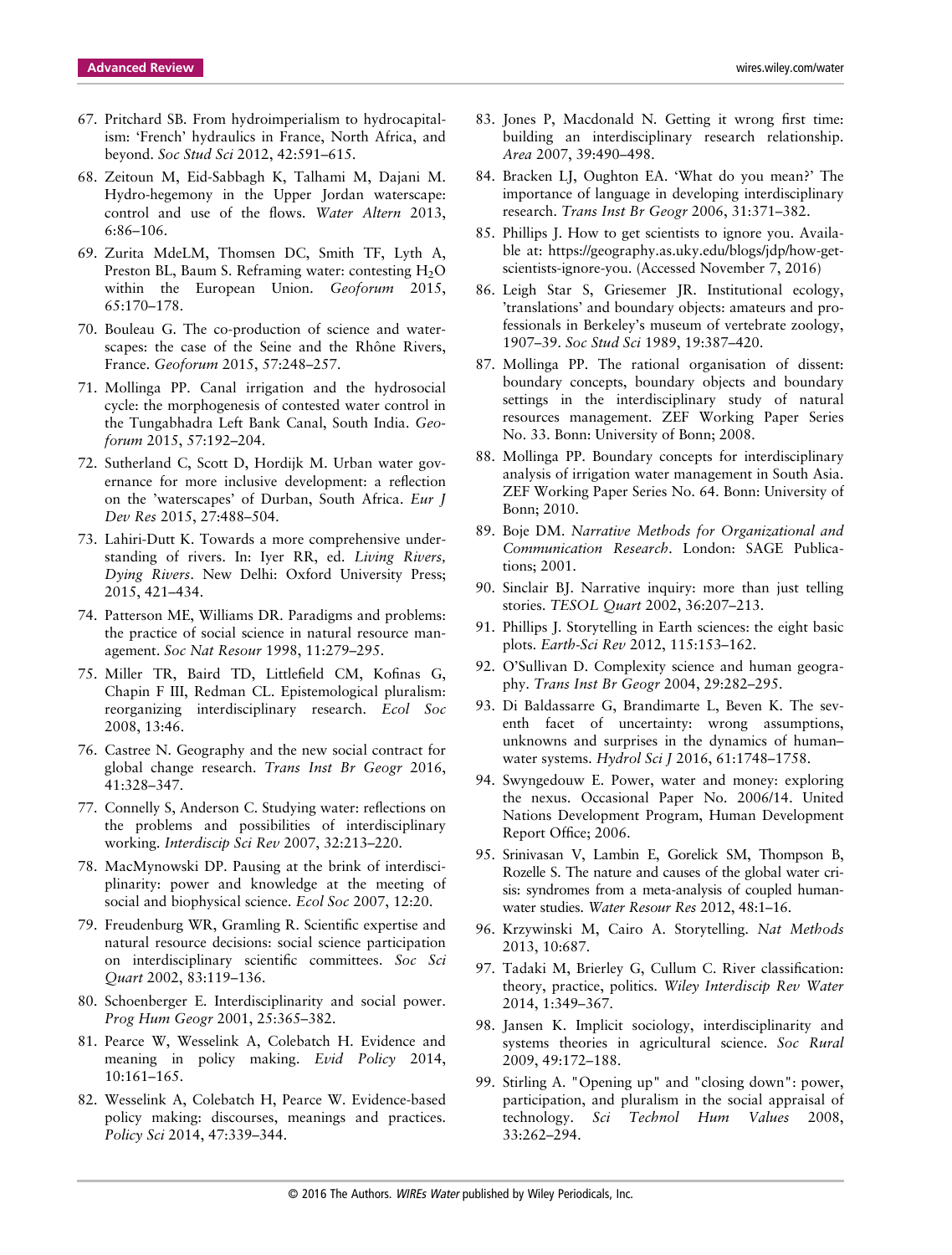67. Pritchard SB. From hydroimperialism to hydrocapitalism: 'French' hydraulics in France, North Africa, and beyond. *Soc Stud Sci* 2012, 42:591–615.
68. Zeitoun M, Eid-Sabbagh K, Talhami M, Dajani M. Hydro-hegemony in the Upper Jordan waterscape: control and use of the flows. *Water Altern* 2013, 6:86–106.
69. Zurita MdeLM, Thomsen DC, Smith TF, Lyth A, Preston BL, Baum S. Reframing water: contesting $H_2O$ within the European Union. *Geoforum* 2015, 65:170–178.
70. Bouleau G. The co-production of science and waterscapes: the case of the Seine and the Rhône Rivers, France. *Geoforum* 2015, 57:248–257.
71. Mollinga PP. Canal irrigation and the hydrosocial cycle: the morphogenesis of contested water control in the Tungabhadra Left Bank Canal, South India. *Geoforum* 2015, 57:192–204.
72. Sutherland C, Scott D, Hordijk M. Urban water governance for more inclusive development: a reflection on the 'waterscapes' of Durban, South Africa. *Eur J Dev Res* 2015, 27:488–504.
73. Lahiri-Dutt K. Towards a more comprehensive understanding of rivers. In: Iyer RR, ed. *Living Rivers, Dying Rivers*. New Delhi: Oxford University Press; 2015, 421–434.
74. Patterson ME, Williams DR. Paradigms and problems: the practice of social science in natural resource management. *Soc Nat Resour* 1998, 11:279–295.
75. Miller TR, Baird TD, Littlefield CM, Kofinas G, Chapin F III, Redman CL. Epistemological pluralism: reorganizing interdisciplinary research. *Ecol Soc* 2008, 13:46.
76. Castree N. Geography and the new social contract for global change research. *Trans Inst Br Geogr* 2016, 41:328–347.
77. Connelly S, Anderson C. Studying water: reflections on the problems and possibilities of interdisciplinary working. *Interdiscip Sci Rev* 2007, 32:213–220.
78. MacMynowski DP. Pausing at the brink of interdisciplinarity: power and knowledge at the meeting of social and biophysical science. *Ecol Soc* 2007, 12:20.
79. Freudenburg WR, Gramling R. Scientific expertise and natural resource decisions: social science participation on interdisciplinary scientific committees. *Soc Sci Quart* 2002, 83:119–136.
80. Schoenberger E. Interdisciplinarity and social power. *Prog Hum Geogr* 2001, 25:365–382.
81. Pearce W, Wesselink A, Colebatch H. Evidence and meaning in policy making. *Evid Policy* 2014, 10:161–165.
82. Wesselink A, Colebatch H, Pearce W. Evidence-based policy making: discourses, meanings and practices. *Policy Sci* 2014, 47:339–344.
83. Jones P, Macdonald N. Getting it wrong first time: building an interdisciplinary research relationship. *Area* 2007, 39:490–498.
84. Bracken LJ, Oughton EA. 'What do you mean?' The importance of language in developing interdisciplinary research. *Trans Inst Br Geogr* 2006, 31:371–382.
85. Phillips J. How to get scientists to ignore you. Available at: https://geography.as.uky.edu/blogs/jdp/how-get-scientists-ignore-you. (Accessed November 7, 2016)
86. Leigh Star S, Griesemer JR. Institutional ecology, 'translations' and boundary objects: amateurs and professionals in Berkeley's museum of vertebrate zoology, 1907–39. *Soc Stud Sci* 1989, 19:387–420.
87. Mollinga PP. The rational organisation of dissent: boundary concepts, boundary objects and boundary settings in the interdisciplinary study of natural resources management. ZEF Working Paper Series No. 33. Bonn: University of Bonn; 2008.
88. Mollinga PP. Boundary concepts for interdisciplinary analysis of irrigation water management in South Asia. ZEF Working Paper Series No. 64. Bonn: University of Bonn; 2010.
89. Boje DM. *Narrative Methods for Organizational and Communication Research*. London: SAGE Publications; 2001.
90. Sinclair BJ. Narrative inquiry: more than just telling stories. *TESOL Quart* 2002, 36:207–213.
91. Phillips J. Storytelling in Earth sciences: the eight basic plots. *Earth-Sci Rev* 2012, 115:153–162.
92. O'Sullivan D. Complexity science and human geography. *Trans Inst Br Geogr* 2004, 29:282–295.
93. Di Baldassarre G, Brandimarte L, Beven K. The seventh facet of uncertainty: wrong assumptions, unknowns and surprises in the dynamics of human–water systems. *Hydrol Sci J* 2016, 61:1748–1758.
94. Swyngedouw E. Power, water and money: exploring the nexus. Occasional Paper No. 2006/14. United Nations Development Program, Human Development Report Office; 2006.
95. Srinivasan V, Lambin E, Gorelick SM, Thompson B, Rozelle S. The nature and causes of the global water crisis: syndromes from a meta-analysis of coupled human-water studies. *Water Resour Res* 2012, 48:1–16.
96. Krzywinski M, Cairo A. Storytelling. *Nat Methods* 2013, 10:687.
97. Tadaki M, Brierley G, Cullum C. River classification: theory, practice, politics. *Wiley Interdiscip Rev Water* 2014, 1:349–367.
98. Jansen K. Implicit sociology, interdisciplinarity and systems theories in agricultural science. *Soc Rural* 2009, 49:172–188.
99. Stirling A. "Opening up" and "closing down": power, participation, and pluralism in the social appraisal of technology. *Sci Technol Hum Values* 2008, 33:262–294.